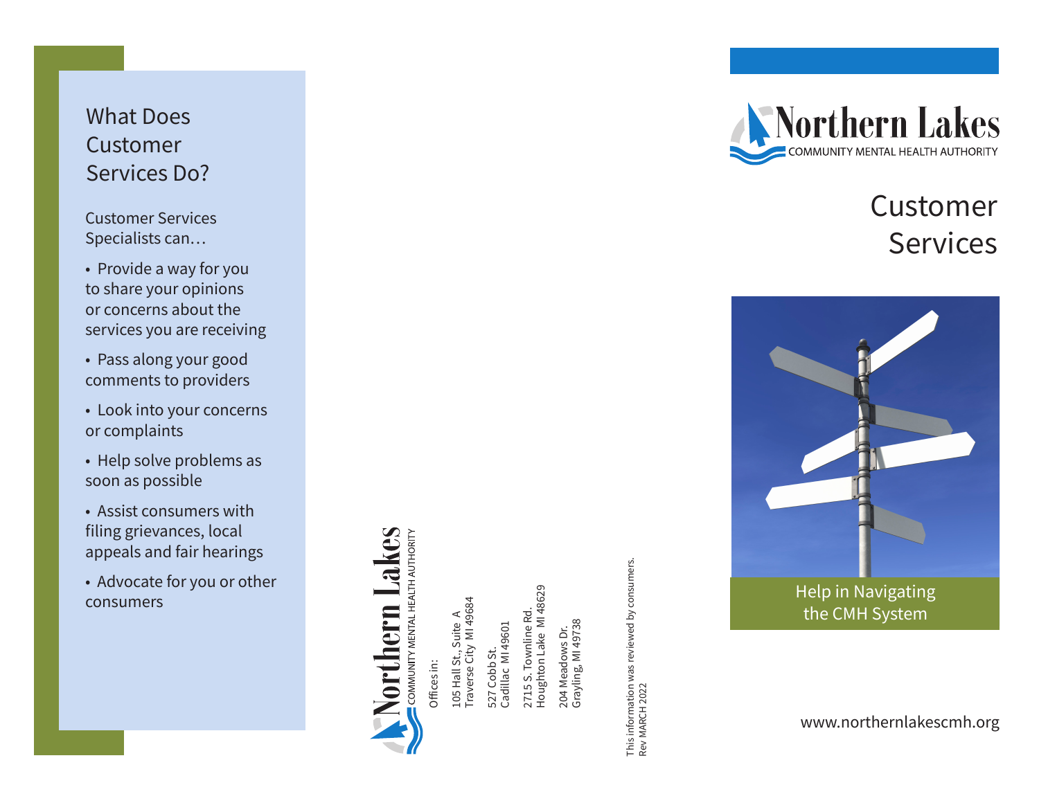## What Does Customer Services Do?

Customer Services Specialists can…

- Provide a way for you to share your opinions or concerns about the services you are receiving
- Pass along your good comments to providers
- Look into your concerns or complaints
- Help solve problems as soon as possible
- Assist consumers with filing grievances, local appeals and fair hearings
- Advocate for you or other consumers

Northern Lakes
COMMUNITY MENTAL HEALTH AUTHORITY

Offices in:

105 Hall St., Suite A
Traverse City MI 49684

527 Cobb St.
Cadillac MI 49601

2715 S. Townline Rd.
Houghton Lake MI 48629

204 Meadows Dr.
Grayling, MI 49738

This information was reviewed by consumers.
Rev MARCH 2022

Northern Lakes
COMMUNITY MENTAL HEALTH AUTHORITY

# Customer Services

Help in Navigating the CMH System

www.northernlakescmh.org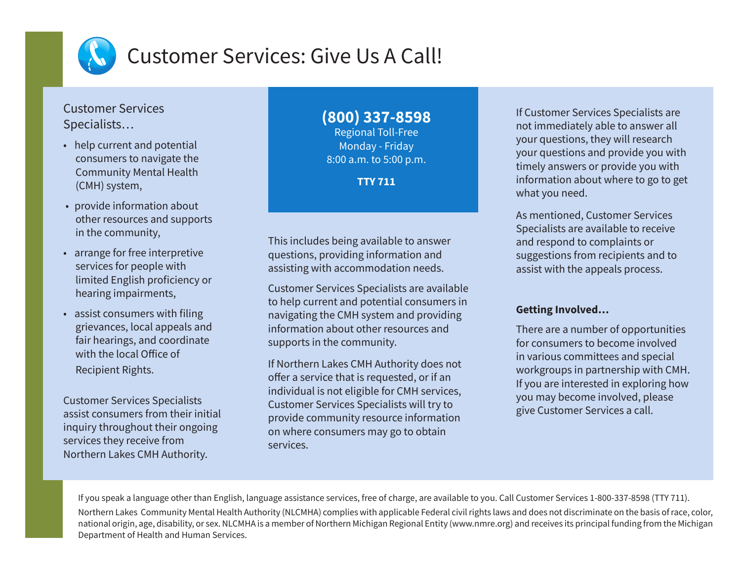# Customer Services: Give Us A Call!

Customer Services Specialists…

- help current and potential consumers to navigate the Community Mental Health (CMH) system,
- provide information about other resources and supports in the community,
- arrange for free interpretive services for people with limited English proficiency or hearing impairments,
- assist consumers with filing grievances, local appeals and fair hearings, and coordinate with the local Office of Recipient Rights.

Customer Services Specialists assist consumers from their initial inquiry throughout their ongoing services they receive from Northern Lakes CMH Authority.

**(800) 337-8598**
Regional Toll-Free
Monday - Friday
8:00 a.m. to 5:00 p.m.

**TTY 711**

This includes being available to answer questions, providing information and assisting with accommodation needs.

Customer Services Specialists are available to help current and potential consumers in navigating the CMH system and providing information about other resources and supports in the community.

If Northern Lakes CMH Authority does not offer a service that is requested, or if an individual is not eligible for CMH services, Customer Services Specialists will try to provide community resource information on where consumers may go to obtain services.

If Customer Services Specialists are not immediately able to answer all your questions, they will research your questions and provide you with timely answers or provide you with information about where to go to get what you need.

As mentioned, Customer Services Specialists are available to receive and respond to complaints or suggestions from recipients and to assist with the appeals process.

**Getting Involved…**

There are a number of opportunities for consumers to become involved in various committees and special workgroups in partnership with CMH. If you are interested in exploring how you may become involved, please give Customer Services a call.

If you speak a language other than English, language assistance services, free of charge, are available to you. Call Customer Services 1-800-337-8598 (TTY 711).

Northern Lakes Community Mental Health Authority (NLCMHA) complies with applicable Federal civil rights laws and does not discriminate on the basis of race, color, national origin, age, disability, or sex. NLCMHA is a member of Northern Michigan Regional Entity (www.nmre.org) and receives its principal funding from the Michigan Department of Health and Human Services.